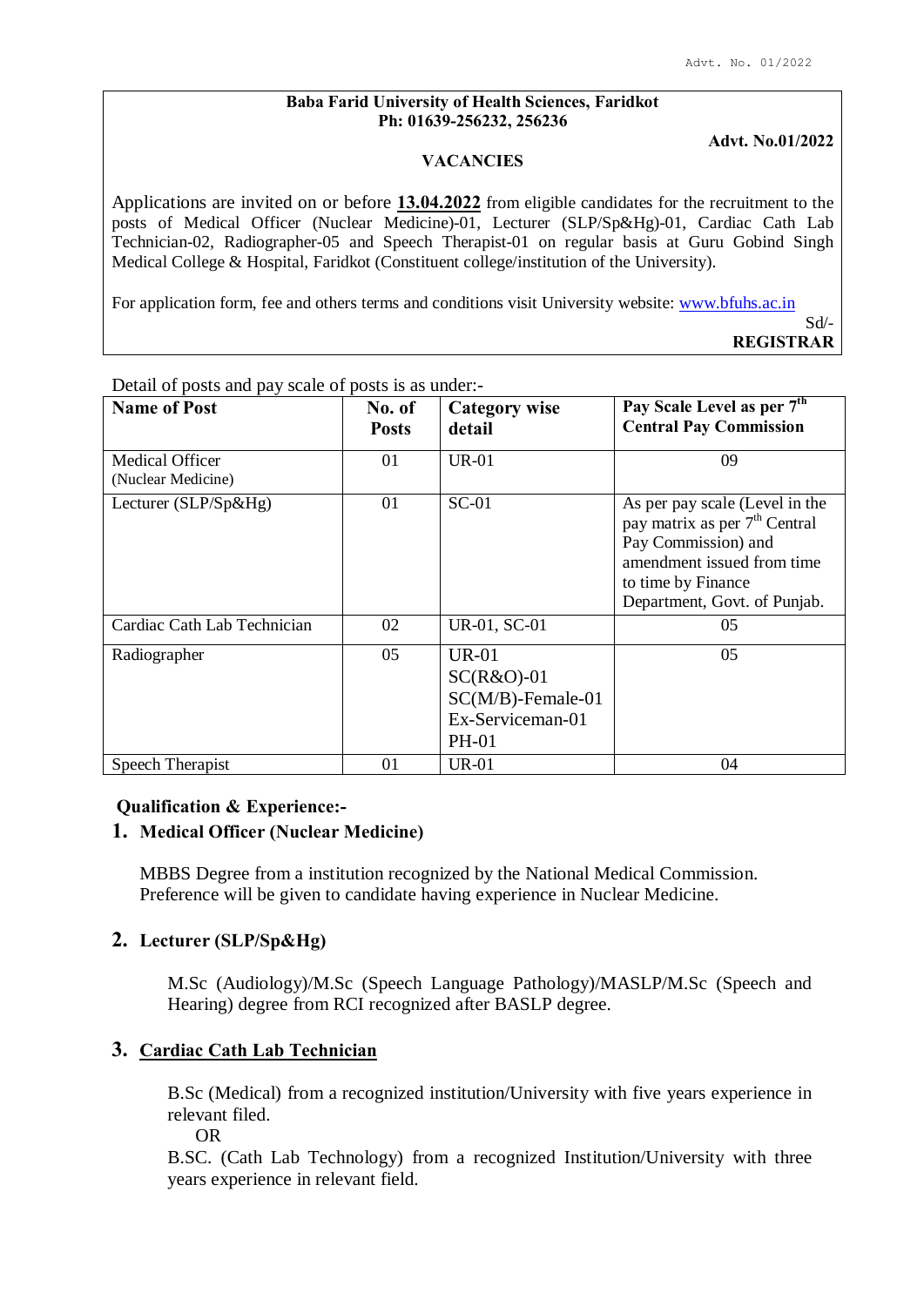**Baba Farid University of Health Sciences, Faridkot**
**Ph: 01639-256232, 256236**

**Advt. No.01/2022**

**VACANCIES**

Applications are invited on or before **13.04.2022** from eligible candidates for the recruitment to the posts of Medical Officer (Nuclear Medicine)-01, Lecturer (SLP/Sp&Hg)-01, Cardiac Cath Lab Technician-02, Radiographer-05 and Speech Therapist-01 on regular basis at Guru Gobind Singh Medical College & Hospital, Faridkot (Constituent college/institution of the University).

For application form, fee and others terms and conditions visit University website: www.bfuhs.ac.in

Sd/-
**REGISTRAR**

Detail of posts and pay scale of posts is as under:-

| **Name of Post** | **No. of Posts** | **Category wise detail** | **Pay Scale Level as per 7th Central Pay Commission** |
|---|---|---|---|
| Medical Officer (Nuclear Medicine) | 01 | UR-01 | 09 |
| Lecturer (SLP/Sp&Hg) | 01 | SC-01 | As per pay scale (Level in the pay matrix as per 7th Central Pay Commission) and amendment issued from time to time by Finance Department, Govt. of Punjab. |
| Cardiac Cath Lab Technician | 02 | UR-01, SC-01 | 05 |
| Radiographer | 05 | UR-01<br>SC(R&O)-01<br>SC(M/B)-Female-01<br>Ex-Serviceman-01<br>PH-01 | 05 |
| Speech Therapist | 01 | UR-01 | 04 |

**Qualification & Experience:-**

1. **Medical Officer (Nuclear Medicine)**

   MBBS Degree from a institution recognized by the National Medical Commission. Preference will be given to candidate having experience in Nuclear Medicine.

2. **Lecturer (SLP/Sp&Hg)**

   M.Sc (Audiology)/M.Sc (Speech Language Pathology)/MASLP/M.Sc (Speech and Hearing) degree from RCI recognized after BASLP degree.

3. **Cardiac Cath Lab Technician**

   B.Sc (Medical) from a recognized institution/University with five years experience in relevant filed.

   OR

   B.SC. (Cath Lab Technology) from a recognized Institution/University with three years experience in relevant field.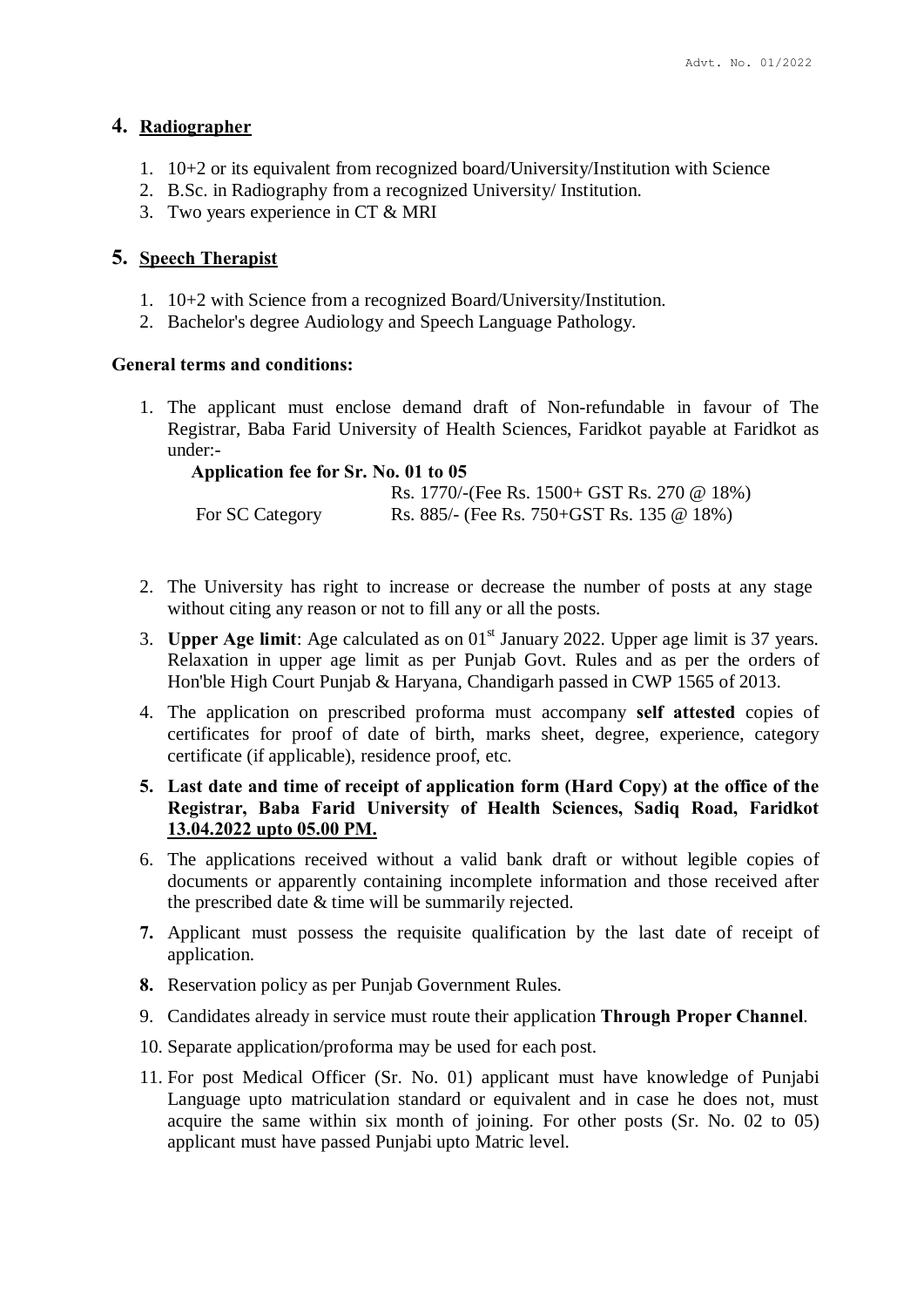## 4. Radiographer

1. 10+2 or its equivalent from recognized board/University/Institution with Science
2. B.Sc. in Radiography from a recognized University/ Institution.
3. Two years experience in CT & MRI

## 5. Speech Therapist

1. 10+2 with Science from a recognized Board/University/Institution.
2. Bachelor's degree Audiology and Speech Language Pathology.

**General terms and conditions:**

1. The applicant must enclose demand draft of Non-refundable in favour of The Registrar, Baba Farid University of Health Sciences, Faridkot payable at Faridkot as under:-

   **Application fee for Sr. No. 01 to 05**

   | | |
   |---|---|
   | | Rs. 1770/-(Fee Rs. 1500+ GST Rs. 270 @ 18%) |
   | For SC Category | Rs. 885/- (Fee Rs. 750+GST Rs. 135 @ 18%) |

2. The University has right to increase or decrease the number of posts at any stage without citing any reason or not to fill any or all the posts.
3. **Upper Age limit**: Age calculated as on 01st January 2022. Upper age limit is 37 years. Relaxation in upper age limit as per Punjab Govt. Rules and as per the orders of Hon'ble High Court Punjab & Haryana, Chandigarh passed in CWP 1565 of 2013.
4. The application on prescribed proforma must accompany **self attested** copies of certificates for proof of date of birth, marks sheet, degree, experience, category certificate (if applicable), residence proof, etc.
5. **Last date and time of receipt of application form (Hard Copy) at the office of the Registrar, Baba Farid University of Health Sciences, Sadiq Road, Faridkot 13.04.2022 upto 05.00 PM.**
6. The applications received without a valid bank draft or without legible copies of documents or apparently containing incomplete information and those received after the prescribed date & time will be summarily rejected.
7. Applicant must possess the requisite qualification by the last date of receipt of application.
8. Reservation policy as per Punjab Government Rules.
9. Candidates already in service must route their application **Through Proper Channel**.
10. Separate application/proforma may be used for each post.
11. For post Medical Officer (Sr. No. 01) applicant must have knowledge of Punjabi Language upto matriculation standard or equivalent and in case he does not, must acquire the same within six month of joining. For other posts (Sr. No. 02 to 05) applicant must have passed Punjabi upto Matric level.